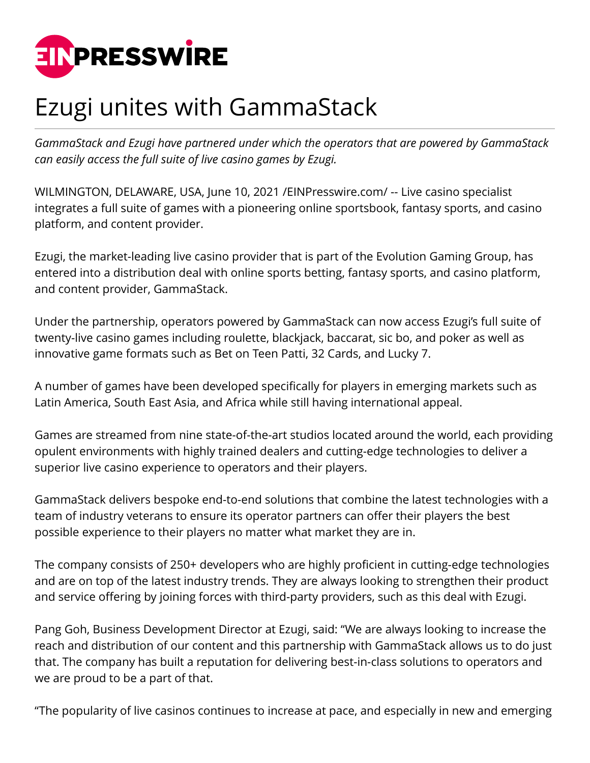# Ezugi unites with GammaStack

*GammaStack and Ezugi have partnered under which the operators that are powered by GammaStack can easily access the full suite of live casino games by Ezugi.*

WILMINGTON, DELAWARE, USA, June 10, 2021 /EINPresswire.com/ -- Live casino specialist integrates a full suite of games with a pioneering online sportsbook, fantasy sports, and casino platform, and content provider.

Ezugi, the market-leading live casino provider that is part of the Evolution Gaming Group, has entered into a distribution deal with online sports betting, fantasy sports, and casino platform, and content provider, GammaStack.

Under the partnership, operators powered by GammaStack can now access Ezugi's full suite of twenty-live casino games including roulette, blackjack, baccarat, sic bo, and poker as well as innovative game formats such as Bet on Teen Patti, 32 Cards, and Lucky 7.

A number of games have been developed specifically for players in emerging markets such as Latin America, South East Asia, and Africa while still having international appeal.

Games are streamed from nine state-of-the-art studios located around the world, each providing opulent environments with highly trained dealers and cutting-edge technologies to deliver a superior live casino experience to operators and their players.

GammaStack delivers bespoke end-to-end solutions that combine the latest technologies with a team of industry veterans to ensure its operator partners can offer their players the best possible experience to their players no matter what market they are in.

The company consists of 250+ developers who are highly proficient in cutting-edge technologies and are on top of the latest industry trends. They are always looking to strengthen their product and service offering by joining forces with third-party providers, such as this deal with Ezugi.

Pang Goh, Business Development Director at Ezugi, said: "We are always looking to increase the reach and distribution of our content and this partnership with GammaStack allows us to do just that. The company has built a reputation for delivering best-in-class solutions to operators and we are proud to be a part of that.

"The popularity of live casinos continues to increase at pace, and especially in new and emerging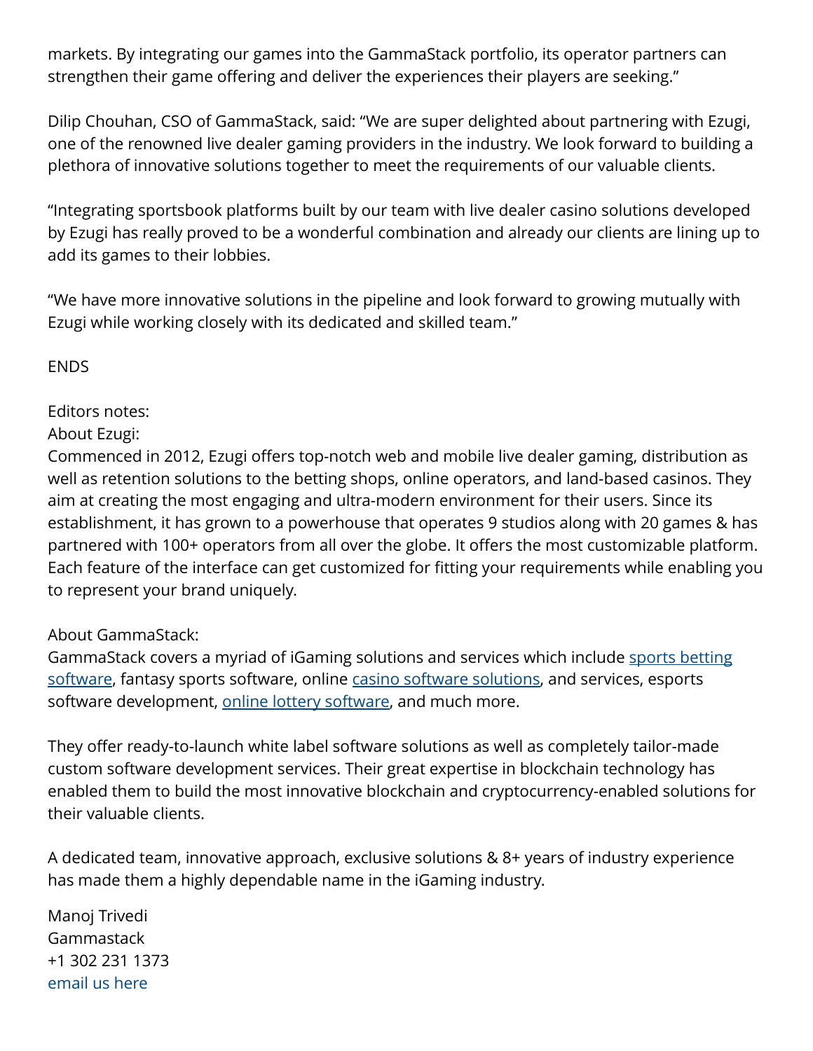markets. By integrating our games into the GammaStack portfolio, its operator partners can strengthen their game offering and deliver the experiences their players are seeking."

Dilip Chouhan, CSO of GammaStack, said: "We are super delighted about partnering with Ezugi, one of the renowned live dealer gaming providers in the industry. We look forward to building a plethora of innovative solutions together to meet the requirements of our valuable clients.

"Integrating sportsbook platforms built by our team with live dealer casino solutions developed by Ezugi has really proved to be a wonderful combination and already our clients are lining up to add its games to their lobbies.

"We have more innovative solutions in the pipeline and look forward to growing mutually with Ezugi while working closely with its dedicated and skilled team."

ENDS

Editors notes:
About Ezugi:
Commenced in 2012, Ezugi offers top-notch web and mobile live dealer gaming, distribution as well as retention solutions to the betting shops, online operators, and land-based casinos. They aim at creating the most engaging and ultra-modern environment for their users. Since its establishment, it has grown to a powerhouse that operates 9 studios along with 20 games & has partnered with 100+ operators from all over the globe. It offers the most customizable platform. Each feature of the interface can get customized for fitting your requirements while enabling you to represent your brand uniquely.

About GammaStack:
GammaStack covers a myriad of iGaming solutions and services which include [sports betting software](), fantasy sports software, online [casino software solutions](), and services, esports software development, [online lottery software](), and much more.

They offer ready-to-launch white label software solutions as well as completely tailor-made custom software development services. Their great expertise in blockchain technology has enabled them to build the most innovative blockchain and cryptocurrency-enabled solutions for their valuable clients.

A dedicated team, innovative approach, exclusive solutions & 8+ years of industry experience has made them a highly dependable name in the iGaming industry.

Manoj Trivedi
Gammastack
+1 302 231 1373
email us here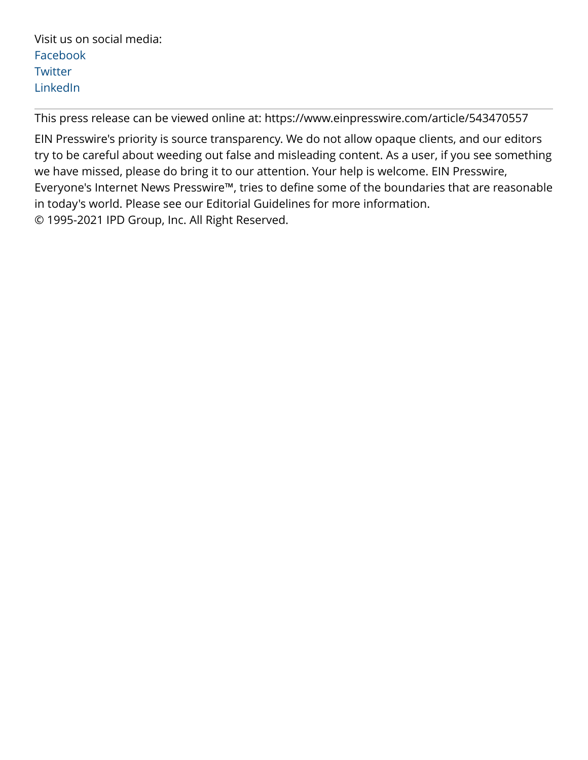Visit us on social media:
Facebook
Twitter
LinkedIn

---

This press release can be viewed online at: https://www.einpresswire.com/article/543470557

EIN Presswire's priority is source transparency. We do not allow opaque clients, and our editors try to be careful about weeding out false and misleading content. As a user, if you see something we have missed, please do bring it to our attention. Your help is welcome. EIN Presswire, Everyone's Internet News Presswire™, tries to define some of the boundaries that are reasonable in today's world. Please see our Editorial Guidelines for more information.
© 1995-2021 IPD Group, Inc. All Right Reserved.